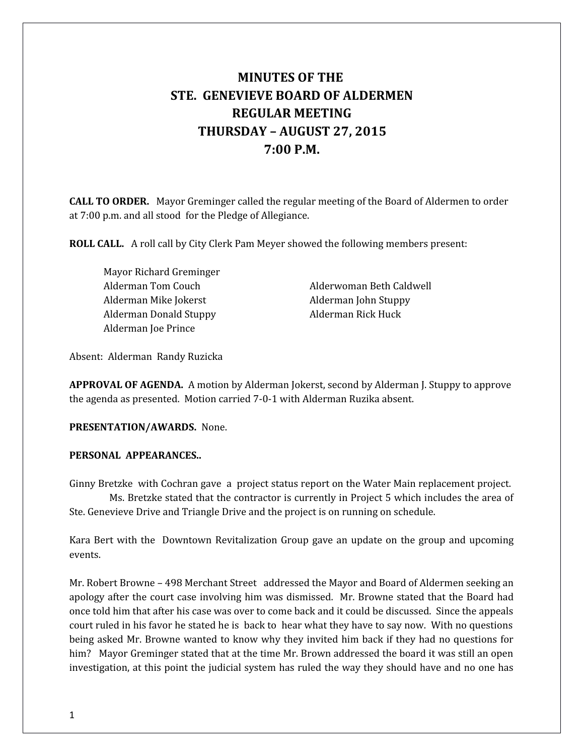# MINUTES OF THE
# STE. GENEVIEVE BOARD OF ALDERMEN
# REGULAR MEETING
# THURSDAY – AUGUST 27, 2015
# 7:00 P.M.

**CALL TO ORDER.** Mayor Greminger called the regular meeting of the Board of Aldermen to order at 7:00 p.m. and all stood for the Pledge of Allegiance.

**ROLL CALL.** A roll call by City Clerk Pam Meyer showed the following members present:

Mayor Richard Greminger
Alderman Tom Couch
Alderman Mike Jokerst
Alderman Donald Stuppy
Alderman Joe Prince
Alderwoman Beth Caldwell
Alderman John Stuppy
Alderman Rick Huck

Absent: Alderman Randy Ruzicka

**APPROVAL OF AGENDA.** A motion by Alderman Jokerst, second by Alderman J. Stuppy to approve the agenda as presented. Motion carried 7-0-1 with Alderman Ruzika absent.

**PRESENTATION/AWARDS.** None.

**PERSONAL APPEARANCES..**

Ginny Bretzke with Cochran gave a project status report on the Water Main replacement project. Ms. Bretzke stated that the contractor is currently in Project 5 which includes the area of Ste. Genevieve Drive and Triangle Drive and the project is on running on schedule.

Kara Bert with the Downtown Revitalization Group gave an update on the group and upcoming events.

Mr. Robert Browne – 498 Merchant Street addressed the Mayor and Board of Aldermen seeking an apology after the court case involving him was dismissed. Mr. Browne stated that the Board had once told him that after his case was over to come back and it could be discussed. Since the appeals court ruled in his favor he stated he is back to hear what they have to say now. With no questions being asked Mr. Browne wanted to know why they invited him back if they had no questions for him? Mayor Greminger stated that at the time Mr. Brown addressed the board it was still an open investigation, at this point the judicial system has ruled the way they should have and no one has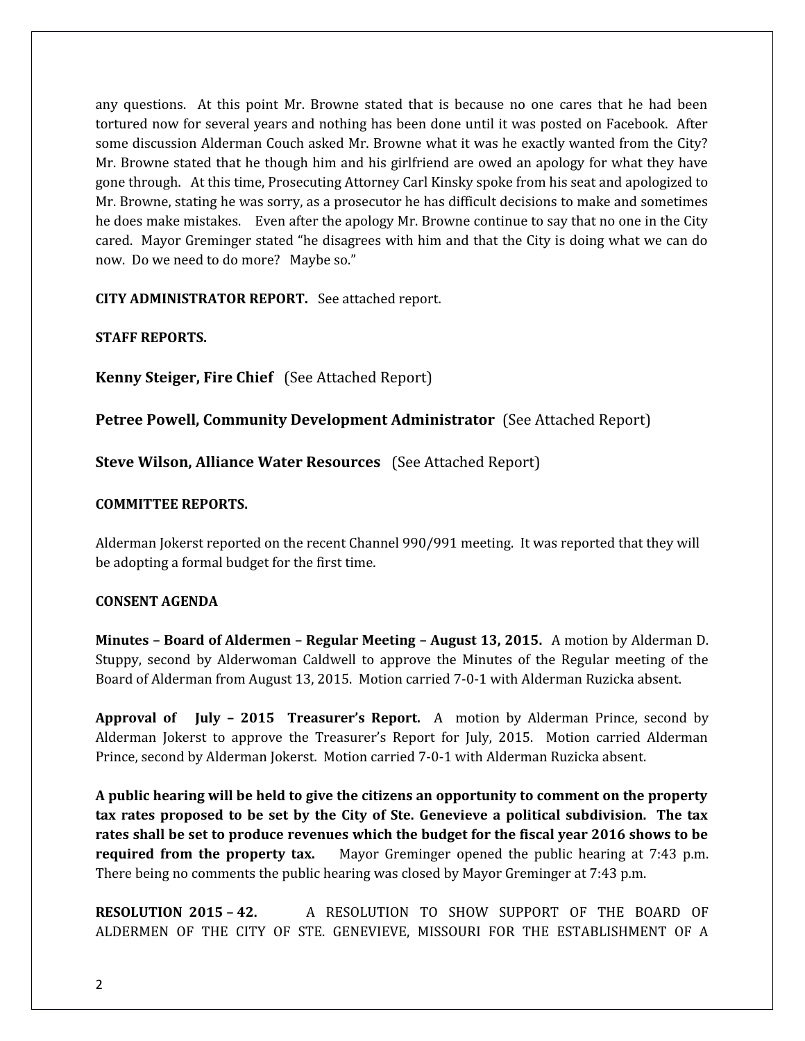any questions. At this point Mr. Browne stated that is because no one cares that he had been tortured now for several years and nothing has been done until it was posted on Facebook. After some discussion Alderman Couch asked Mr. Browne what it was he exactly wanted from the City? Mr. Browne stated that he though him and his girlfriend are owed an apology for what they have gone through. At this time, Prosecuting Attorney Carl Kinsky spoke from his seat and apologized to Mr. Browne, stating he was sorry, as a prosecutor he has difficult decisions to make and sometimes he does make mistakes. Even after the apology Mr. Browne continue to say that no one in the City cared. Mayor Greminger stated "he disagrees with him and that the City is doing what we can do now. Do we need to do more? Maybe so."

**CITY ADMINISTRATOR REPORT.** See attached report.

**STAFF REPORTS.**

**Kenny Steiger, Fire Chief** (See Attached Report)

**Petree Powell, Community Development Administrator** (See Attached Report)

**Steve Wilson, Alliance Water Resources** (See Attached Report)

**COMMITTEE REPORTS.**

Alderman Jokerst reported on the recent Channel 990/991 meeting. It was reported that they will be adopting a formal budget for the first time.

**CONSENT AGENDA**

**Minutes – Board of Aldermen – Regular Meeting – August 13, 2015.** A motion by Alderman D. Stuppy, second by Alderwoman Caldwell to approve the Minutes of the Regular meeting of the Board of Alderman from August 13, 2015. Motion carried 7-0-1 with Alderman Ruzicka absent.

**Approval of July – 2015 Treasurer's Report.** A motion by Alderman Prince, second by Alderman Jokerst to approve the Treasurer's Report for July, 2015. Motion carried Alderman Prince, second by Alderman Jokerst. Motion carried 7-0-1 with Alderman Ruzicka absent.

**A public hearing will be held to give the citizens an opportunity to comment on the property tax rates proposed to be set by the City of Ste. Genevieve a political subdivision. The tax rates shall be set to produce revenues which the budget for the fiscal year 2016 shows to be required from the property tax.** Mayor Greminger opened the public hearing at 7:43 p.m. There being no comments the public hearing was closed by Mayor Greminger at 7:43 p.m.

**RESOLUTION 2015 – 42.** A RESOLUTION TO SHOW SUPPORT OF THE BOARD OF ALDERMEN OF THE CITY OF STE. GENEVIEVE, MISSOURI FOR THE ESTABLISHMENT OF A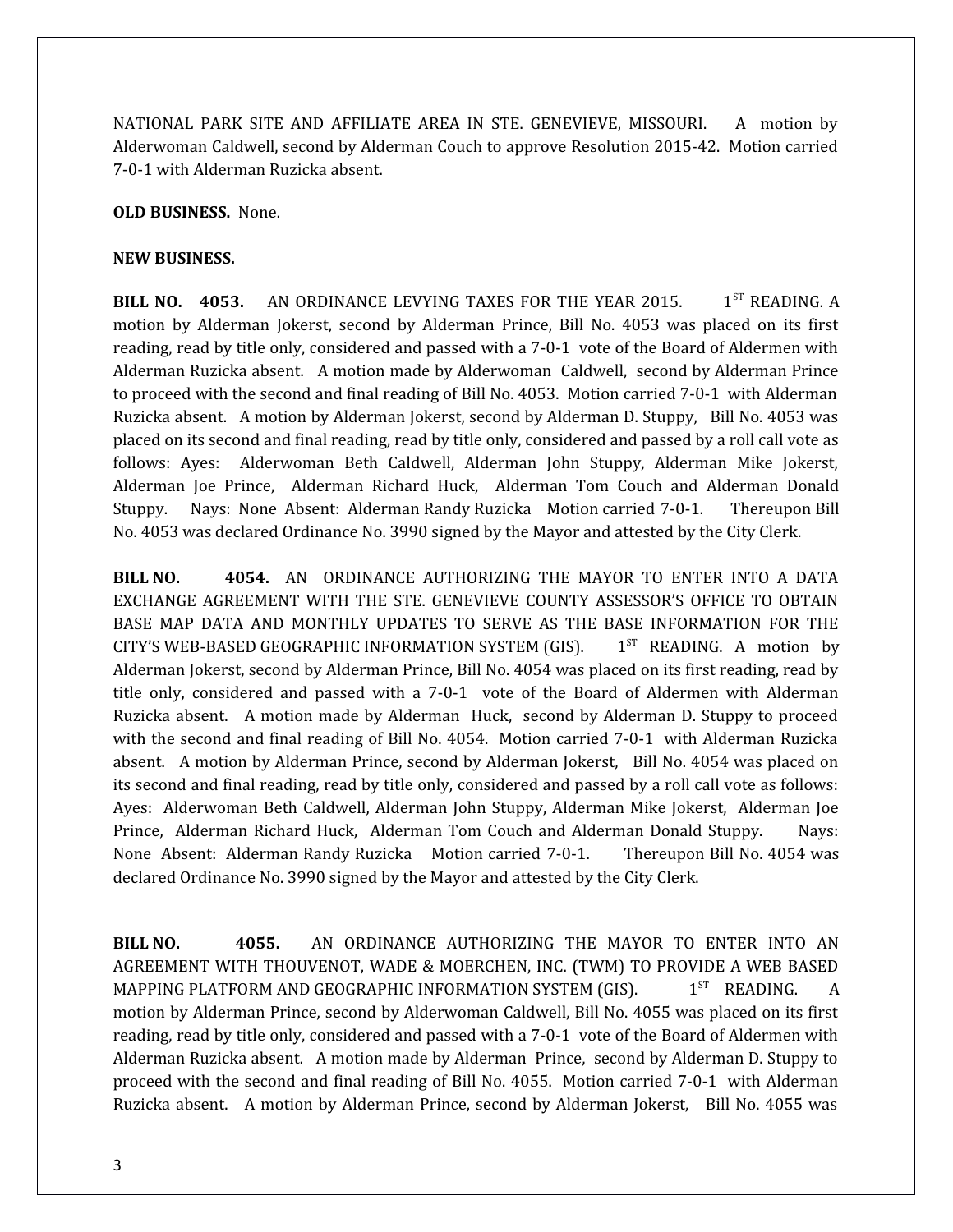NATIONAL PARK SITE AND AFFILIATE AREA IN STE. GENEVIEVE, MISSOURI. A motion by Alderwoman Caldwell, second by Alderman Couch to approve Resolution 2015-42. Motion carried 7-0-1 with Alderman Ruzicka absent.

**OLD BUSINESS.** None.

**NEW BUSINESS.**

**BILL NO. 4053.** AN ORDINANCE LEVYING TAXES FOR THE YEAR 2015. 1ST READING. A motion by Alderman Jokerst, second by Alderman Prince, Bill No. 4053 was placed on its first reading, read by title only, considered and passed with a 7-0-1 vote of the Board of Aldermen with Alderman Ruzicka absent. A motion made by Alderwoman Caldwell, second by Alderman Prince to proceed with the second and final reading of Bill No. 4053. Motion carried 7-0-1 with Alderman Ruzicka absent. A motion by Alderman Jokerst, second by Alderman D. Stuppy, Bill No. 4053 was placed on its second and final reading, read by title only, considered and passed by a roll call vote as follows: Ayes: Alderwoman Beth Caldwell, Alderman John Stuppy, Alderman Mike Jokerst, Alderman Joe Prince, Alderman Richard Huck, Alderman Tom Couch and Alderman Donald Stuppy. Nays: None Absent: Alderman Randy Ruzicka Motion carried 7-0-1. Thereupon Bill No. 4053 was declared Ordinance No. 3990 signed by the Mayor and attested by the City Clerk.

**BILL NO. 4054.** AN ORDINANCE AUTHORIZING THE MAYOR TO ENTER INTO A DATA EXCHANGE AGREEMENT WITH THE STE. GENEVIEVE COUNTY ASSESSOR'S OFFICE TO OBTAIN BASE MAP DATA AND MONTHLY UPDATES TO SERVE AS THE BASE INFORMATION FOR THE CITY'S WEB-BASED GEOGRAPHIC INFORMATION SYSTEM (GIS). 1ST READING. A motion by Alderman Jokerst, second by Alderman Prince, Bill No. 4054 was placed on its first reading, read by title only, considered and passed with a 7-0-1 vote of the Board of Aldermen with Alderman Ruzicka absent. A motion made by Alderman Huck, second by Alderman D. Stuppy to proceed with the second and final reading of Bill No. 4054. Motion carried 7-0-1 with Alderman Ruzicka absent. A motion by Alderman Prince, second by Alderman Jokerst, Bill No. 4054 was placed on its second and final reading, read by title only, considered and passed by a roll call vote as follows: Ayes: Alderwoman Beth Caldwell, Alderman John Stuppy, Alderman Mike Jokerst, Alderman Joe Prince, Alderman Richard Huck, Alderman Tom Couch and Alderman Donald Stuppy. Nays: None Absent: Alderman Randy Ruzicka Motion carried 7-0-1. Thereupon Bill No. 4054 was declared Ordinance No. 3990 signed by the Mayor and attested by the City Clerk.

**BILL NO. 4055.** AN ORDINANCE AUTHORIZING THE MAYOR TO ENTER INTO AN AGREEMENT WITH THOUVENOT, WADE & MOERCHEN, INC. (TWM) TO PROVIDE A WEB BASED MAPPING PLATFORM AND GEOGRAPHIC INFORMATION SYSTEM (GIS). 1ST READING. A motion by Alderman Prince, second by Alderwoman Caldwell, Bill No. 4055 was placed on its first reading, read by title only, considered and passed with a 7-0-1 vote of the Board of Aldermen with Alderman Ruzicka absent. A motion made by Alderman Prince, second by Alderman D. Stuppy to proceed with the second and final reading of Bill No. 4055. Motion carried 7-0-1 with Alderman Ruzicka absent. A motion by Alderman Prince, second by Alderman Jokerst, Bill No. 4055 was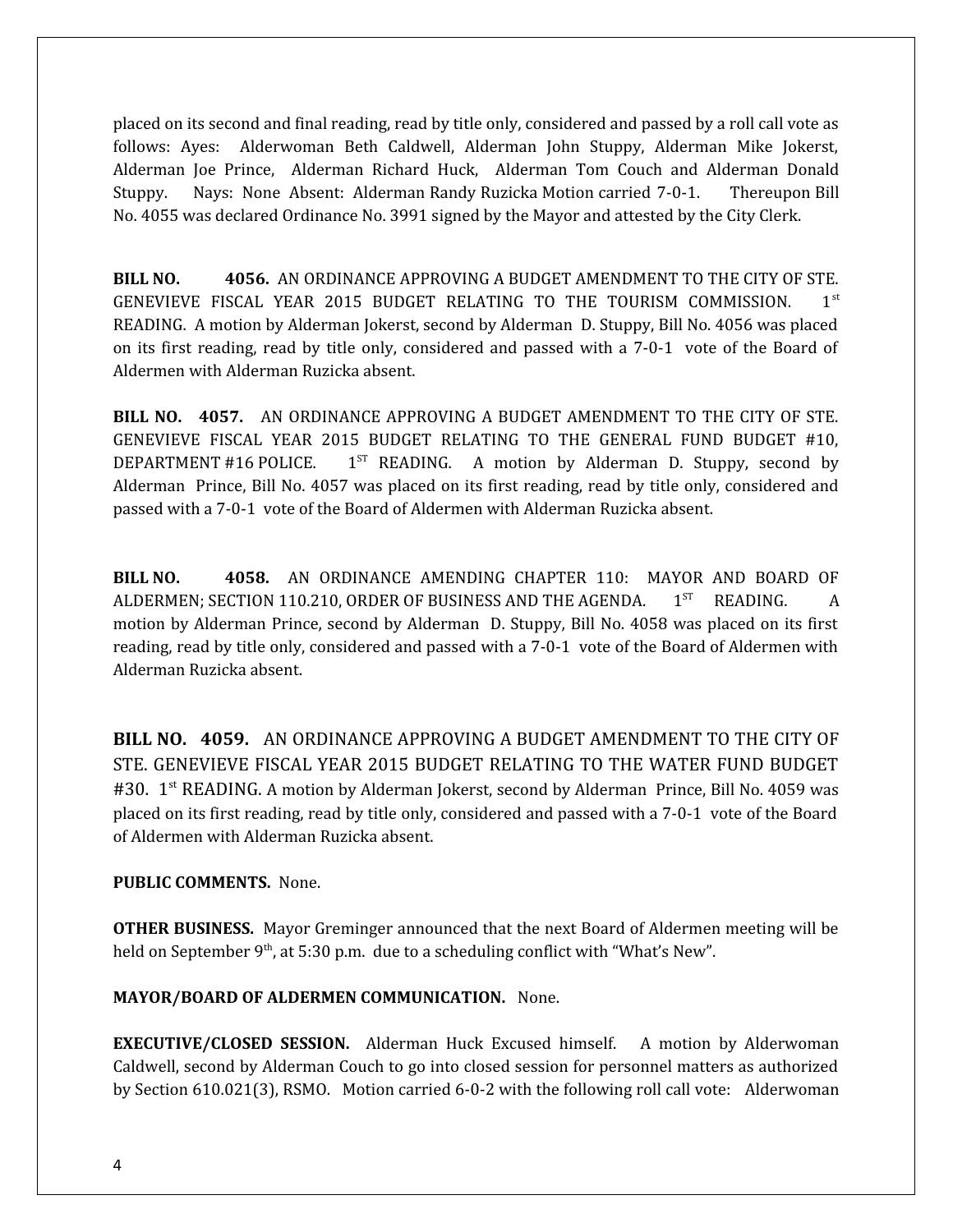placed on its second and final reading, read by title only, considered and passed by a roll call vote as follows: Ayes: Alderwoman Beth Caldwell, Alderman John Stuppy, Alderman Mike Jokerst, Alderman Joe Prince, Alderman Richard Huck, Alderman Tom Couch and Alderman Donald Stuppy. Nays: None Absent: Alderman Randy Ruzicka Motion carried 7-0-1. Thereupon Bill No. 4055 was declared Ordinance No. 3991 signed by the Mayor and attested by the City Clerk.

**BILL NO. 4056.** AN ORDINANCE APPROVING A BUDGET AMENDMENT TO THE CITY OF STE. GENEVIEVE FISCAL YEAR 2015 BUDGET RELATING TO THE TOURISM COMMISSION. 1st READING. A motion by Alderman Jokerst, second by Alderman D. Stuppy, Bill No. 4056 was placed on its first reading, read by title only, considered and passed with a 7-0-1 vote of the Board of Aldermen with Alderman Ruzicka absent.

**BILL NO. 4057.** AN ORDINANCE APPROVING A BUDGET AMENDMENT TO THE CITY OF STE. GENEVIEVE FISCAL YEAR 2015 BUDGET RELATING TO THE GENERAL FUND BUDGET #10, DEPARTMENT #16 POLICE. 1ST READING. A motion by Alderman D. Stuppy, second by Alderman Prince, Bill No. 4057 was placed on its first reading, read by title only, considered and passed with a 7-0-1 vote of the Board of Aldermen with Alderman Ruzicka absent.

**BILL NO. 4058.** AN ORDINANCE AMENDING CHAPTER 110: MAYOR AND BOARD OF ALDERMEN; SECTION 110.210, ORDER OF BUSINESS AND THE AGENDA. 1ST READING. A motion by Alderman Prince, second by Alderman D. Stuppy, Bill No. 4058 was placed on its first reading, read by title only, considered and passed with a 7-0-1 vote of the Board of Aldermen with Alderman Ruzicka absent.

**BILL NO. 4059.** AN ORDINANCE APPROVING A BUDGET AMENDMENT TO THE CITY OF STE. GENEVIEVE FISCAL YEAR 2015 BUDGET RELATING TO THE WATER FUND BUDGET #30. 1st READING. A motion by Alderman Jokerst, second by Alderman Prince, Bill No. 4059 was placed on its first reading, read by title only, considered and passed with a 7-0-1 vote of the Board of Aldermen with Alderman Ruzicka absent.

**PUBLIC COMMENTS.** None.

**OTHER BUSINESS.** Mayor Greminger announced that the next Board of Aldermen meeting will be held on September 9th, at 5:30 p.m. due to a scheduling conflict with "What's New".

**MAYOR/BOARD OF ALDERMEN COMMUNICATION.** None.

**EXECUTIVE/CLOSED SESSION.** Alderman Huck Excused himself. A motion by Alderwoman Caldwell, second by Alderman Couch to go into closed session for personnel matters as authorized by Section 610.021(3), RSMO. Motion carried 6-0-2 with the following roll call vote: Alderwoman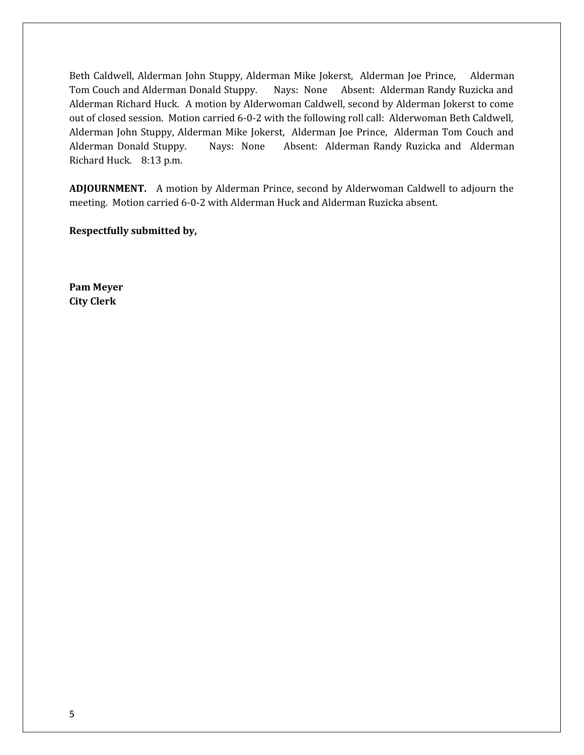Beth Caldwell, Alderman John Stuppy, Alderman Mike Jokerst, Alderman Joe Prince, Alderman Tom Couch and Alderman Donald Stuppy. Nays: None Absent: Alderman Randy Ruzicka and Alderman Richard Huck. A motion by Alderwoman Caldwell, second by Alderman Jokerst to come out of closed session. Motion carried 6-0-2 with the following roll call: Alderwoman Beth Caldwell, Alderman John Stuppy, Alderman Mike Jokerst, Alderman Joe Prince, Alderman Tom Couch and Alderman Donald Stuppy. Nays: None Absent: Alderman Randy Ruzicka and Alderman Richard Huck. 8:13 p.m.

**ADJOURNMENT.** A motion by Alderman Prince, second by Alderwoman Caldwell to adjourn the meeting. Motion carried 6-0-2 with Alderman Huck and Alderman Ruzicka absent.

**Respectfully submitted by,**

**Pam Meyer**
**City Clerk**